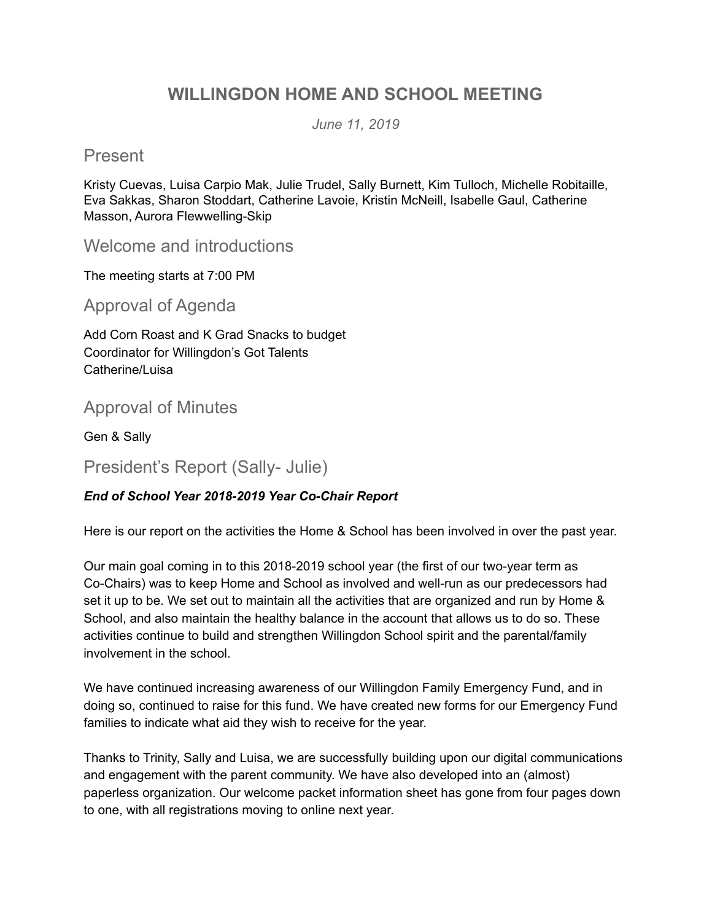# WILLINGDON HOME AND SCHOOL MEETING

*June 11, 2019*

## Present

Kristy Cuevas, Luisa Carpio Mak, Julie Trudel, Sally Burnett, Kim Tulloch, Michelle Robitaille, Eva Sakkas, Sharon Stoddart, Catherine Lavoie, Kristin McNeill, Isabelle Gaul, Catherine Masson, Aurora Flewwelling-Skip

## Welcome and introductions

The meeting starts at 7:00 PM

## Approval of Agenda

Add Corn Roast and K Grad Snacks to budget
Coordinator for Willingdon's Got Talents
Catherine/Luisa

## Approval of Minutes

Gen & Sally

## President's Report (Sally- Julie)

***End of School Year 2018-2019 Year Co-Chair Report***

Here is our report on the activities the Home & School has been involved in over the past year.

Our main goal coming in to this 2018-2019 school year (the first of our two-year term as Co-Chairs) was to keep Home and School as involved and well-run as our predecessors had set it up to be. We set out to maintain all the activities that are organized and run by Home & School, and also maintain the healthy balance in the account that allows us to do so. These activities continue to build and strengthen Willingdon School spirit and the parental/family involvement in the school.

We have continued increasing awareness of our Willingdon Family Emergency Fund, and in doing so, continued to raise for this fund. We have created new forms for our Emergency Fund families to indicate what aid they wish to receive for the year.

Thanks to Trinity, Sally and Luisa, we are successfully building upon our digital communications and engagement with the parent community. We have also developed into an (almost) paperless organization. Our welcome packet information sheet has gone from four pages down to one, with all registrations moving to online next year.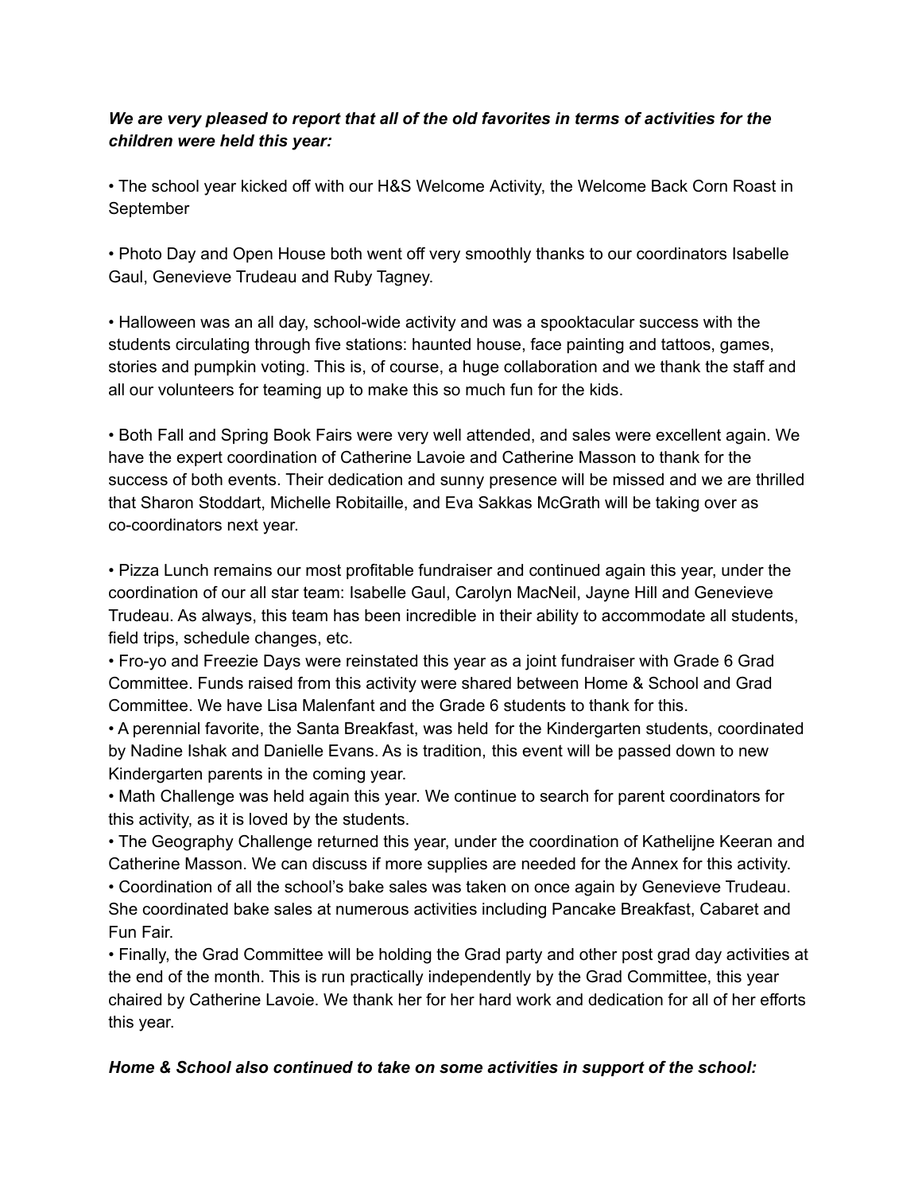***We are very pleased to report that all of the old favorites in terms of activities for the children were held this year:***

• The school year kicked off with our H&S Welcome Activity, the Welcome Back Corn Roast in September

• Photo Day and Open House both went off very smoothly thanks to our coordinators Isabelle Gaul, Genevieve Trudeau and Ruby Tagney.

• Halloween was an all day, school-wide activity and was a spooktacular success with the students circulating through five stations: haunted house, face painting and tattoos, games, stories and pumpkin voting. This is, of course, a huge collaboration and we thank the staff and all our volunteers for teaming up to make this so much fun for the kids.

• Both Fall and Spring Book Fairs were very well attended, and sales were excellent again. We have the expert coordination of Catherine Lavoie and Catherine Masson to thank for the success of both events. Their dedication and sunny presence will be missed and we are thrilled that Sharon Stoddart, Michelle Robitaille, and Eva Sakkas McGrath will be taking over as co-coordinators next year.

• Pizza Lunch remains our most profitable fundraiser and continued again this year, under the coordination of our all star team: Isabelle Gaul, Carolyn MacNeil, Jayne Hill and Genevieve Trudeau. As always, this team has been incredible in their ability to accommodate all students, field trips, schedule changes, etc.

• Fro-yo and Freezie Days were reinstated this year as a joint fundraiser with Grade 6 Grad Committee. Funds raised from this activity were shared between Home & School and Grad Committee. We have Lisa Malenfant and the Grade 6 students to thank for this.

• A perennial favorite, the Santa Breakfast, was held for the Kindergarten students, coordinated by Nadine Ishak and Danielle Evans. As is tradition, this event will be passed down to new Kindergarten parents in the coming year.

• Math Challenge was held again this year. We continue to search for parent coordinators for this activity, as it is loved by the students.

• The Geography Challenge returned this year, under the coordination of Kathelijne Keeran and Catherine Masson. We can discuss if more supplies are needed for the Annex for this activity.

• Coordination of all the school's bake sales was taken on once again by Genevieve Trudeau. She coordinated bake sales at numerous activities including Pancake Breakfast, Cabaret and Fun Fair.

• Finally, the Grad Committee will be holding the Grad party and other post grad day activities at the end of the month. This is run practically independently by the Grad Committee, this year chaired by Catherine Lavoie. We thank her for her hard work and dedication for all of her efforts this year.

***Home & School also continued to take on some activities in support of the school:***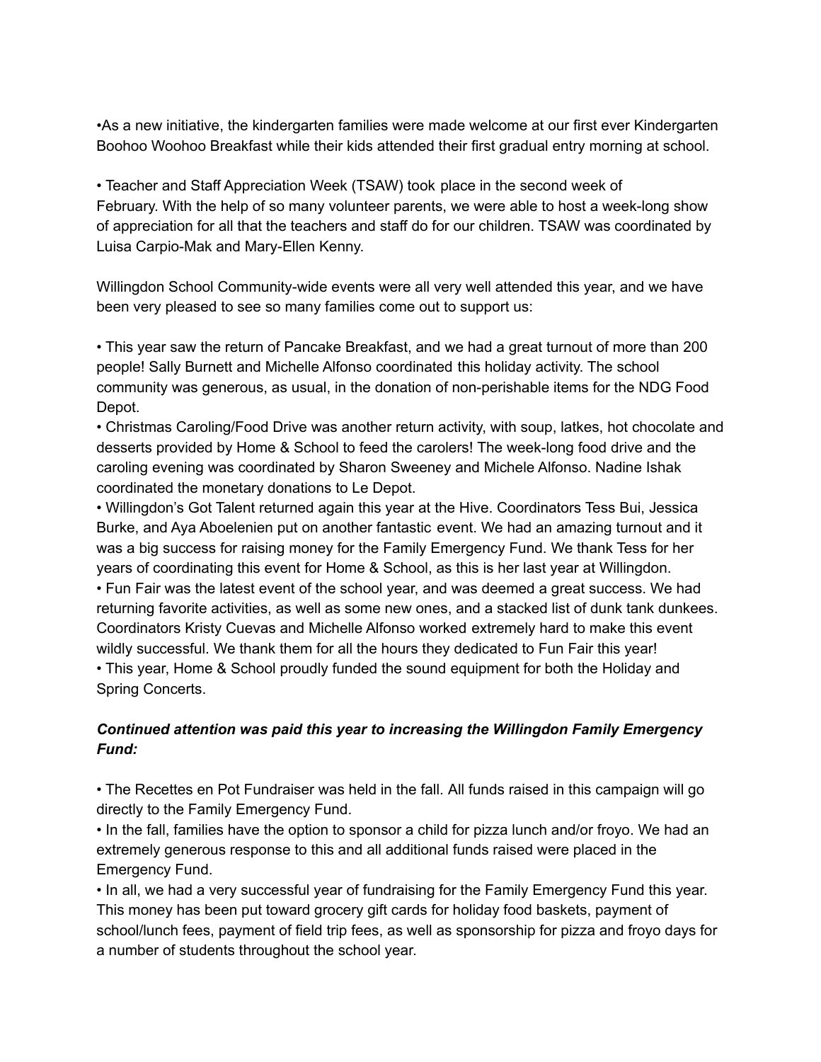•As a new initiative, the kindergarten families were made welcome at our first ever Kindergarten Boohoo Woohoo Breakfast while their kids attended their first gradual entry morning at school.

• Teacher and Staff Appreciation Week (TSAW) took place in the second week of February. With the help of so many volunteer parents, we were able to host a week-long show of appreciation for all that the teachers and staff do for our children. TSAW was coordinated by Luisa Carpio-Mak and Mary-Ellen Kenny.

Willingdon School Community-wide events were all very well attended this year, and we have been very pleased to see so many families come out to support us:

• This year saw the return of Pancake Breakfast, and we had a great turnout of more than 200 people! Sally Burnett and Michelle Alfonso coordinated this holiday activity. The school community was generous, as usual, in the donation of non-perishable items for the NDG Food Depot.
• Christmas Caroling/Food Drive was another return activity, with soup, latkes, hot chocolate and desserts provided by Home & School to feed the carolers! The week-long food drive and the caroling evening was coordinated by Sharon Sweeney and Michele Alfonso. Nadine Ishak coordinated the monetary donations to Le Depot.
• Willingdon's Got Talent returned again this year at the Hive. Coordinators Tess Bui, Jessica Burke, and Aya Aboelenien put on another fantastic event. We had an amazing turnout and it was a big success for raising money for the Family Emergency Fund. We thank Tess for her years of coordinating this event for Home & School, as this is her last year at Willingdon.
• Fun Fair was the latest event of the school year, and was deemed a great success. We had returning favorite activities, as well as some new ones, and a stacked list of dunk tank dunkees. Coordinators Kristy Cuevas and Michelle Alfonso worked extremely hard to make this event wildly successful. We thank them for all the hours they dedicated to Fun Fair this year!
• This year, Home & School proudly funded the sound equipment for both the Holiday and Spring Concerts.

***Continued attention was paid this year to increasing the Willingdon Family Emergency Fund:***

• The Recettes en Pot Fundraiser was held in the fall. All funds raised in this campaign will go directly to the Family Emergency Fund.
• In the fall, families have the option to sponsor a child for pizza lunch and/or froyo. We had an extremely generous response to this and all additional funds raised were placed in the Emergency Fund.
• In all, we had a very successful year of fundraising for the Family Emergency Fund this year. This money has been put toward grocery gift cards for holiday food baskets, payment of school/lunch fees, payment of field trip fees, as well as sponsorship for pizza and froyo days for a number of students throughout the school year.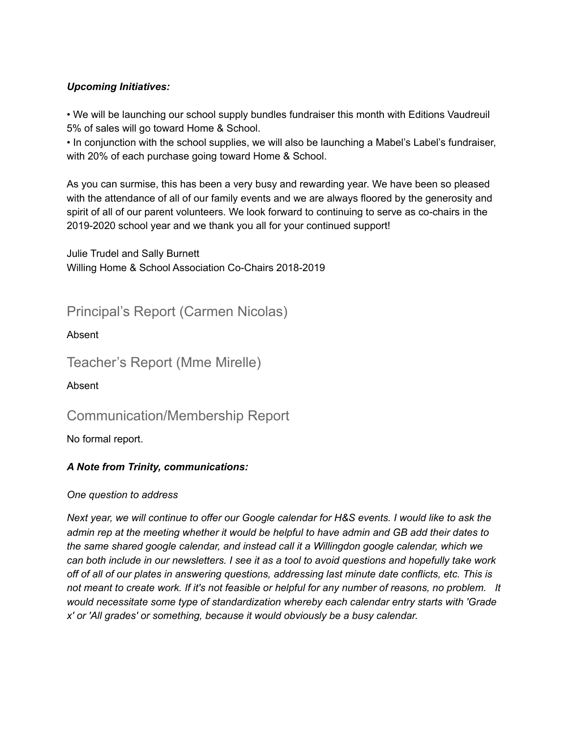***Upcoming Initiatives:***

• We will be launching our school supply bundles fundraiser this month with Editions Vaudreuil 5% of sales will go toward Home & School.
• In conjunction with the school supplies, we will also be launching a Mabel's Label's fundraiser, with 20% of each purchase going toward Home & School.

As you can surmise, this has been a very busy and rewarding year. We have been so pleased with the attendance of all of our family events and we are always floored by the generosity and spirit of all of our parent volunteers. We look forward to continuing to serve as co-chairs in the 2019-2020 school year and we thank you all for your continued support!

Julie Trudel and Sally Burnett
Willing Home & School Association Co-Chairs 2018-2019

## Principal's Report (Carmen Nicolas)

Absent

## Teacher's Report (Mme Mirelle)

Absent

## Communication/Membership Report

No formal report.

***A Note from Trinity, communications:***

*One question to address*

*Next year, we will continue to offer our Google calendar for H&S events. I would like to ask the admin rep at the meeting whether it would be helpful to have admin and GB add their dates to the same shared google calendar, and instead call it a Willingdon google calendar, which we can both include in our newsletters. I see it as a tool to avoid questions and hopefully take work off of all of our plates in answering questions, addressing last minute date conflicts, etc. This is not meant to create work. If it's not feasible or helpful for any number of reasons, no problem. It would necessitate some type of standardization whereby each calendar entry starts with 'Grade x' or 'All grades' or something, because it would obviously be a busy calendar.*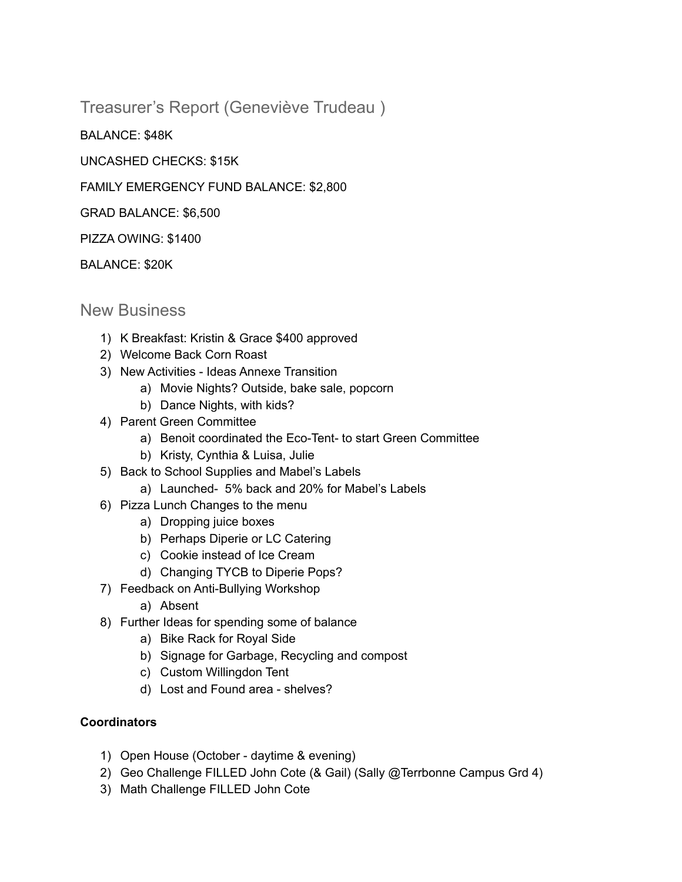## Treasurer's Report (Geneviève Trudeau )

BALANCE: $48K

UNCASHED CHECKS: $15K

FAMILY EMERGENCY FUND BALANCE: $2,800

GRAD BALANCE: $6,500

PIZZA OWING: $1400

BALANCE: $20K

## New Business

1) K Breakfast: Kristin & Grace $400 approved
2) Welcome Back Corn Roast
3) New Activities - Ideas Annexe Transition
   a) Movie Nights? Outside, bake sale, popcorn
   b) Dance Nights, with kids?
4) Parent Green Committee
   a) Benoit coordinated the Eco-Tent- to start Green Committee
   b) Kristy, Cynthia & Luisa, Julie
5) Back to School Supplies and Mabel's Labels
   a) Launched- 5% back and 20% for Mabel's Labels
6) Pizza Lunch Changes to the menu
   a) Dropping juice boxes
   b) Perhaps Diperie or LC Catering
   c) Cookie instead of Ice Cream
   d) Changing TYCB to Diperie Pops?
7) Feedback on Anti-Bullying Workshop
   a) Absent
8) Further Ideas for spending some of balance
   a) Bike Rack for Royal Side
   b) Signage for Garbage, Recycling and compost
   c) Custom Willingdon Tent
   d) Lost and Found area - shelves?

**Coordinators**

1) Open House (October - daytime & evening)
2) Geo Challenge FILLED John Cote (& Gail) (Sally @Terrbonne Campus Grd 4)
3) Math Challenge FILLED John Cote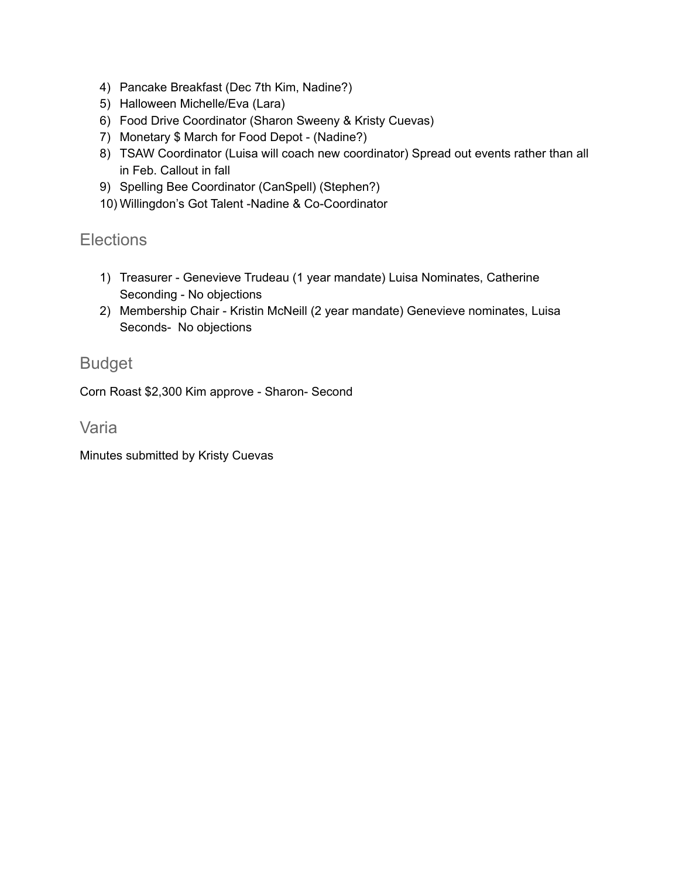4) Pancake Breakfast (Dec 7th Kim, Nadine?)
5) Halloween Michelle/Eva (Lara)
6) Food Drive Coordinator (Sharon Sweeny & Kristy Cuevas)
7) Monetary $ March for Food Depot - (Nadine?)
8) TSAW Coordinator (Luisa will coach new coordinator) Spread out events rather than all in Feb. Callout in fall
9) Spelling Bee Coordinator (CanSpell) (Stephen?)
10) Willingdon's Got Talent -Nadine & Co-Coordinator

## Elections

1) Treasurer - Genevieve Trudeau (1 year mandate) Luisa Nominates, Catherine Seconding - No objections
2) Membership Chair - Kristin McNeill (2 year mandate) Genevieve nominates, Luisa Seconds- No objections

## Budget

Corn Roast $2,300 Kim approve - Sharon- Second

## Varia

Minutes submitted by Kristy Cuevas